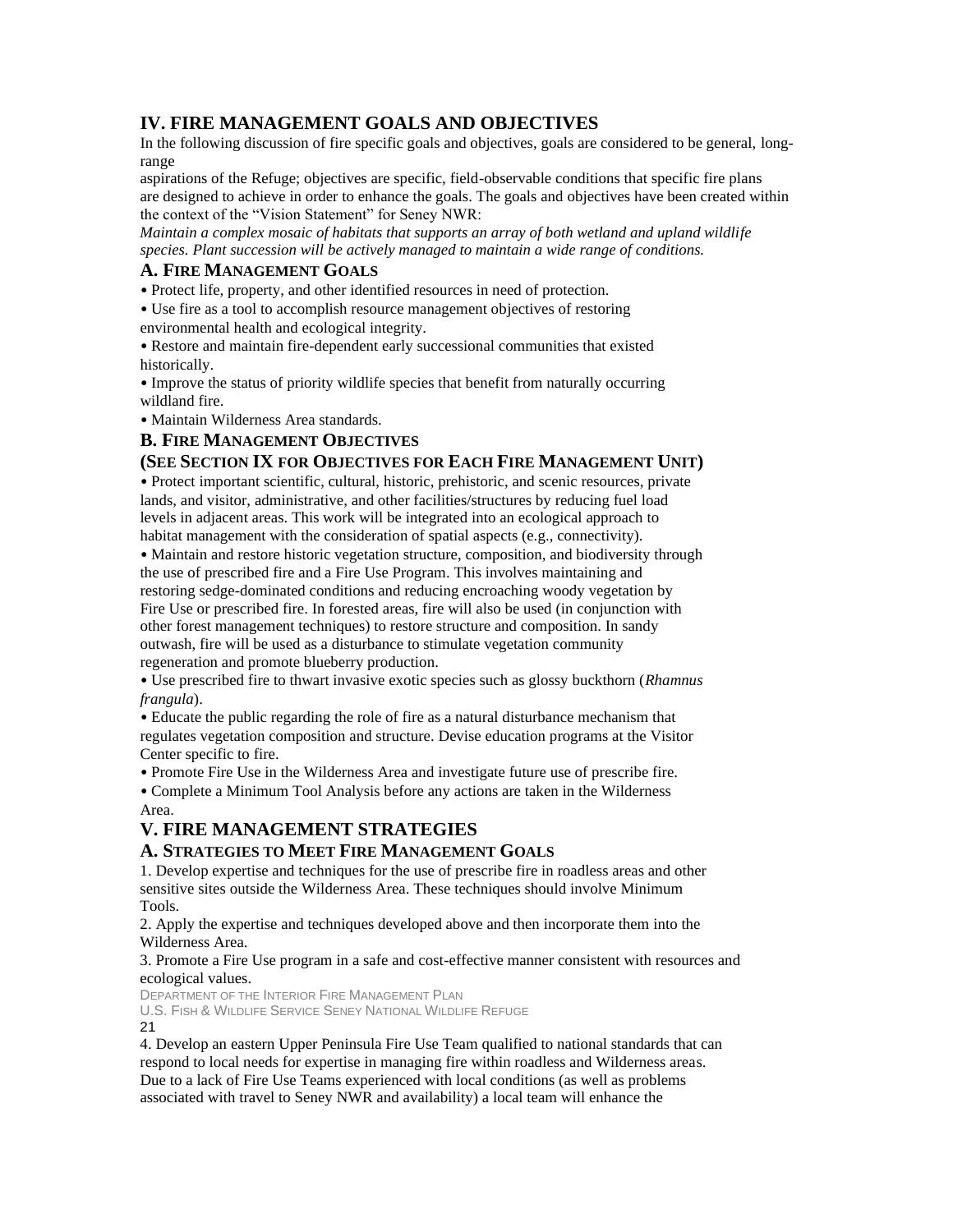## IV. FIRE MANAGEMENT GOALS AND OBJECTIVES

In the following discussion of fire specific goals and objectives, goals are considered to be general, long-range aspirations of the Refuge; objectives are specific, field-observable conditions that specific fire plans are designed to achieve in order to enhance the goals. The goals and objectives have been created within the context of the "Vision Statement" for Seney NWR:

*Maintain a complex mosaic of habitats that supports an array of both wetland and upland wildlife species. Plant succession will be actively managed to maintain a wide range of conditions.*

### A. Fire Management Goals

- Protect life, property, and other identified resources in need of protection.
- Use fire as a tool to accomplish resource management objectives of restoring environmental health and ecological integrity.
- Restore and maintain fire-dependent early successional communities that existed historically.
- Improve the status of priority wildlife species that benefit from naturally occurring wildland fire.
- Maintain Wilderness Area standards.

### B. Fire Management Objectives

### (See Section IX for Objectives for Each Fire Management Unit)

- Protect important scientific, cultural, historic, prehistoric, and scenic resources, private lands, and visitor, administrative, and other facilities/structures by reducing fuel load levels in adjacent areas. This work will be integrated into an ecological approach to habitat management with the consideration of spatial aspects (e.g., connectivity).
- Maintain and restore historic vegetation structure, composition, and biodiversity through the use of prescribed fire and a Fire Use Program. This involves maintaining and restoring sedge-dominated conditions and reducing encroaching woody vegetation by Fire Use or prescribed fire. In forested areas, fire will also be used (in conjunction with other forest management techniques) to restore structure and composition. In sandy outwash, fire will be used as a disturbance to stimulate vegetation community regeneration and promote blueberry production.
- Use prescribed fire to thwart invasive exotic species such as glossy buckthorn (*Rhamnus frangula*).
- Educate the public regarding the role of fire as a natural disturbance mechanism that regulates vegetation composition and structure. Devise education programs at the Visitor Center specific to fire.
- Promote Fire Use in the Wilderness Area and investigate future use of prescribe fire.
- Complete a Minimum Tool Analysis before any actions are taken in the Wilderness Area.

## V. FIRE MANAGEMENT STRATEGIES

### A. Strategies to Meet Fire Management Goals

1. Develop expertise and techniques for the use of prescribe fire in roadless areas and other sensitive sites outside the Wilderness Area. These techniques should involve Minimum Tools.
2. Apply the expertise and techniques developed above and then incorporate them into the Wilderness Area.
3. Promote a Fire Use program in a safe and cost-effective manner consistent with resources and ecological values.
4. Develop an eastern Upper Peninsula Fire Use Team qualified to national standards that can respond to local needs for expertise in managing fire within roadless and Wilderness areas. Due to a lack of Fire Use Teams experienced with local conditions (as well as problems associated with travel to Seney NWR and availability) a local team will enhance the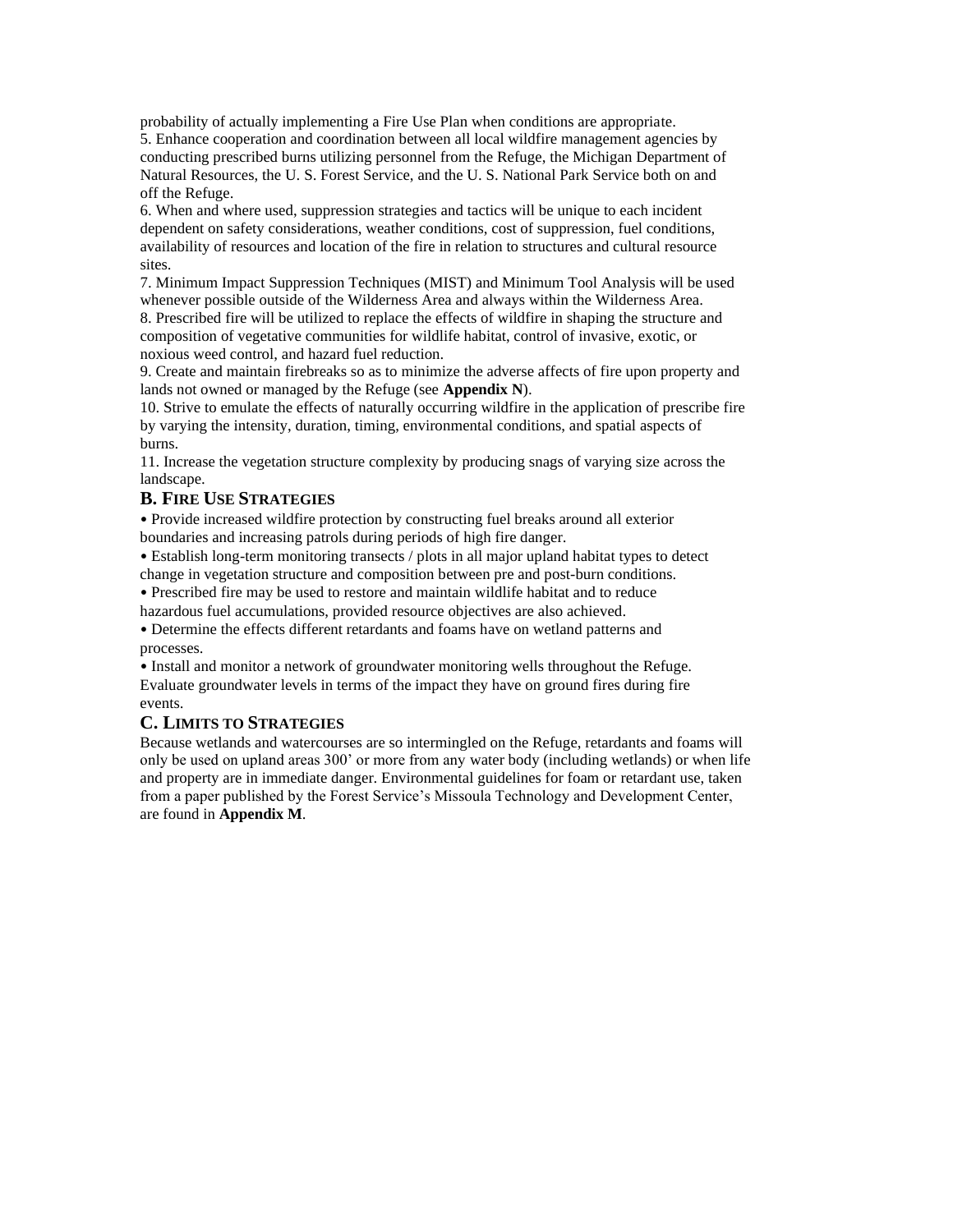probability of actually implementing a Fire Use Plan when conditions are appropriate.

5. Enhance cooperation and coordination between all local wildfire management agencies by conducting prescribed burns utilizing personnel from the Refuge, the Michigan Department of Natural Resources, the U. S. Forest Service, and the U. S. National Park Service both on and off the Refuge.

6. When and where used, suppression strategies and tactics will be unique to each incident dependent on safety considerations, weather conditions, cost of suppression, fuel conditions, availability of resources and location of the fire in relation to structures and cultural resource sites.

7. Minimum Impact Suppression Techniques (MIST) and Minimum Tool Analysis will be used whenever possible outside of the Wilderness Area and always within the Wilderness Area.

8. Prescribed fire will be utilized to replace the effects of wildfire in shaping the structure and composition of vegetative communities for wildlife habitat, control of invasive, exotic, or noxious weed control, and hazard fuel reduction.

9. Create and maintain firebreaks so as to minimize the adverse affects of fire upon property and lands not owned or managed by the Refuge (see **Appendix N**).

10. Strive to emulate the effects of naturally occurring wildfire in the application of prescribe fire by varying the intensity, duration, timing, environmental conditions, and spatial aspects of burns.

11. Increase the vegetation structure complexity by producing snags of varying size across the landscape.

### B. Fire Use Strategies

- Provide increased wildfire protection by constructing fuel breaks around all exterior boundaries and increasing patrols during periods of high fire danger.
- Establish long-term monitoring transects / plots in all major upland habitat types to detect change in vegetation structure and composition between pre and post-burn conditions.
- Prescribed fire may be used to restore and maintain wildlife habitat and to reduce hazardous fuel accumulations, provided resource objectives are also achieved.
- Determine the effects different retardants and foams have on wetland patterns and processes.
- Install and monitor a network of groundwater monitoring wells throughout the Refuge. Evaluate groundwater levels in terms of the impact they have on ground fires during fire events.

### C. Limits to Strategies

Because wetlands and watercourses are so intermingled on the Refuge, retardants and foams will only be used on upland areas 300’ or more from any water body (including wetlands) or when life and property are in immediate danger. Environmental guidelines for foam or retardant use, taken from a paper published by the Forest Service’s Missoula Technology and Development Center, are found in **Appendix M**.